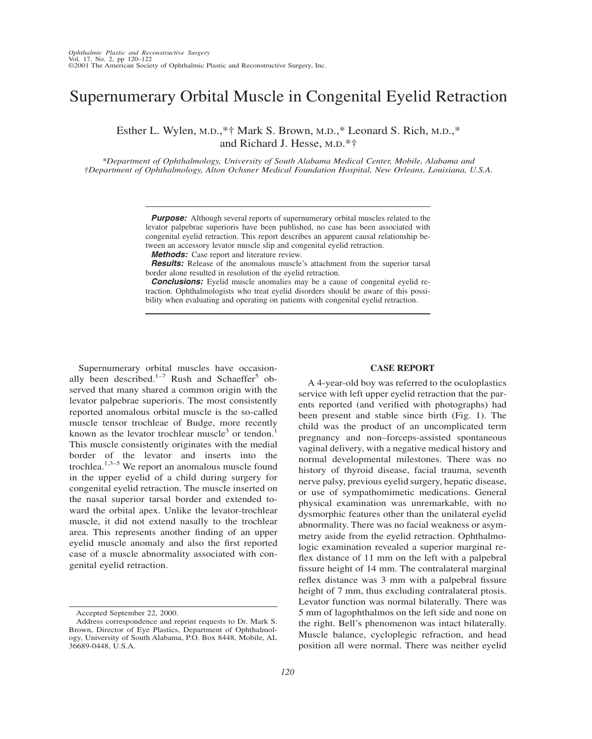# Supernumerary Orbital Muscle in Congenital Eyelid Retraction

Esther L. Wylen, M.D.,*† Mark S. Brown, M.D.,* Leonard S. Rich, M.D.,* and Richard J. Hesse, M.D.*†

*\*Department of Ophthalmology, University of South Alabama Medical Center, Mobile, Alabama and †Department of Ophthalmology, Alton Ochsner Medical Foundation Hospital, New Orleans, Louisiana, U.S.A.*

***Purpose:*** Although several reports of supernumerary orbital muscles related to the levator palpebrae superioris have been published, no case has been associated with congenital eyelid retraction. This report describes an apparent causal relationship between an accessory levator muscle slip and congenital eyelid retraction.

***Methods:*** Case report and literature review.

***Results:*** Release of the anomalous muscle's attachment from the superior tarsal border alone resulted in resolution of the eyelid retraction.

***Conclusions:*** Eyelid muscle anomalies may be a cause of congenital eyelid retraction. Ophthalmologists who treat eyelid disorders should be aware of this possibility when evaluating and operating on patients with congenital eyelid retraction.

Supernumerary orbital muscles have occasionally been described.[1–7] Rush and Schaeffer[5] observed that many shared a common origin with the levator palpebrae superioris. The most consistently reported anomalous orbital muscle is the so-called muscle tensor trochleae of Budge, more recently known as the levator trochlear muscle[3] or tendon.[1] This muscle consistently originates with the medial border of the levator and inserts into the trochlea.[1,3–5] We report an anomalous muscle found in the upper eyelid of a child during surgery for congenital eyelid retraction. The muscle inserted on the nasal superior tarsal border and extended toward the orbital apex. Unlike the levator-trochlear muscle, it did not extend nasally to the trochlear area. This represents another finding of an upper eyelid muscle anomaly and also the first reported case of a muscle abnormality associated with congenital eyelid retraction.

Accepted September 22, 2000.

Address correspondence and reprint requests to Dr. Mark S. Brown, Director of Eye Plastics, Department of Ophthalmology, University of South Alabama, P.O. Box 8448, Mobile, AL 36689-0448, U.S.A.

## CASE REPORT

A 4-year-old boy was referred to the oculoplastics service with left upper eyelid retraction that the parents reported (and verified with photographs) had been present and stable since birth (Fig. 1). The child was the product of an uncomplicated term pregnancy and non–forceps-assisted spontaneous vaginal delivery, with a negative medical history and normal developmental milestones. There was no history of thyroid disease, facial trauma, seventh nerve palsy, previous eyelid surgery, hepatic disease, or use of sympathomimetic medications. General physical examination was unremarkable, with no dysmorphic features other than the unilateral eyelid abnormality. There was no facial weakness or asymmetry aside from the eyelid retraction. Ophthalmologic examination revealed a superior marginal reflex distance of 11 mm on the left with a palpebral fissure height of 14 mm. The contralateral marginal reflex distance was 3 mm with a palpebral fissure height of 7 mm, thus excluding contralateral ptosis. Levator function was normal bilaterally. There was 5 mm of lagophthalmos on the left side and none on the right. Bell's phenomenon was intact bilaterally. Muscle balance, cycloplegic refraction, and head position all were normal. There was neither eyelid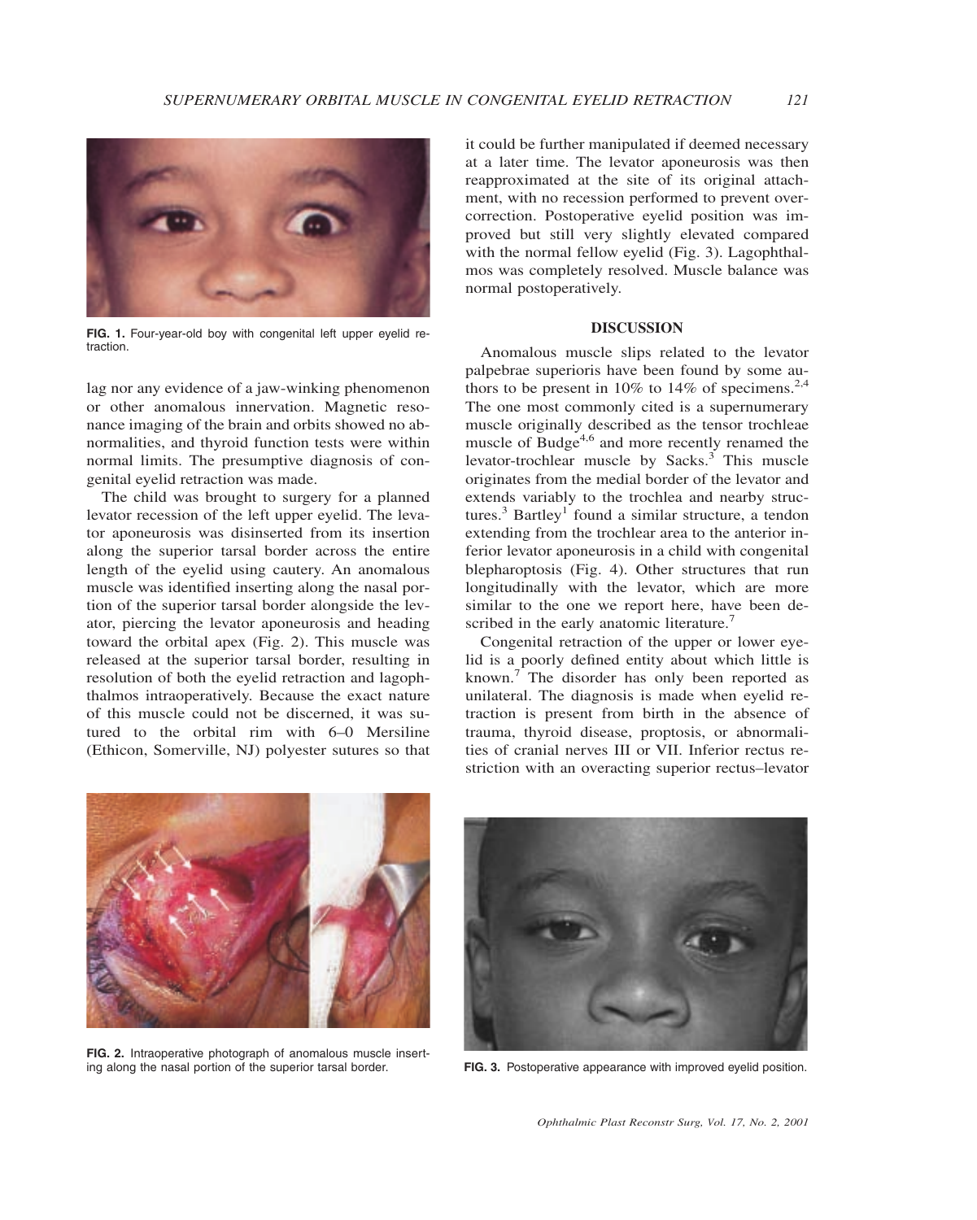FIG. 1. Four-year-old boy with congenital left upper eyelid retraction.

lag nor any evidence of a jaw-winking phenomenon or other anomalous innervation. Magnetic resonance imaging of the brain and orbits showed no abnormalities, and thyroid function tests were within normal limits. The presumptive diagnosis of congenital eyelid retraction was made.

The child was brought to surgery for a planned levator recession of the left upper eyelid. The levator aponeurosis was disinserted from its insertion along the superior tarsal border across the entire length of the eyelid using cautery. An anomalous muscle was identified inserting along the nasal portion of the superior tarsal border alongside the levator, piercing the levator aponeurosis and heading toward the orbital apex (Fig. 2). This muscle was released at the superior tarsal border, resulting in resolution of both the eyelid retraction and lagophthalmos intraoperatively. Because the exact nature of this muscle could not be discerned, it was sutured to the orbital rim with 6–0 Mersiline (Ethicon, Somerville, NJ) polyester sutures so that it could be further manipulated if deemed necessary at a later time. The levator aponeurosis was then reapproximated at the site of its original attachment, with no recession performed to prevent overcorrection. Postoperative eyelid position was improved but still very slightly elevated compared with the normal fellow eyelid (Fig. 3). Lagophthalmos was completely resolved. Muscle balance was normal postoperatively.

## DISCUSSION

Anomalous muscle slips related to the levator palpebrae superioris have been found by some authors to be present in 10% to 14% of specimens.[2,4] The one most commonly cited is a supernumerary muscle originally described as the tensor trochleae muscle of Budge[4,6] and more recently renamed the levator-trochlear muscle by Sacks.[3] This muscle originates from the medial border of the levator and extends variably to the trochlea and nearby structures.[3] Bartley[1] found a similar structure, a tendon extending from the trochlear area to the anterior inferior levator aponeurosis in a child with congenital blepharoptosis (Fig. 4). Other structures that run longitudinally with the levator, which are more similar to the one we report here, have been described in the early anatomic literature.[7]

Congenital retraction of the upper or lower eyelid is a poorly defined entity about which little is known.[7] The disorder has only been reported as unilateral. The diagnosis is made when eyelid retraction is present from birth in the absence of trauma, thyroid disease, proptosis, or abnormalities of cranial nerves III or VII. Inferior rectus restriction with an overacting superior rectus–levator

FIG. 2. Intraoperative photograph of anomalous muscle inserting along the nasal portion of the superior tarsal border.

FIG. 3. Postoperative appearance with improved eyelid position.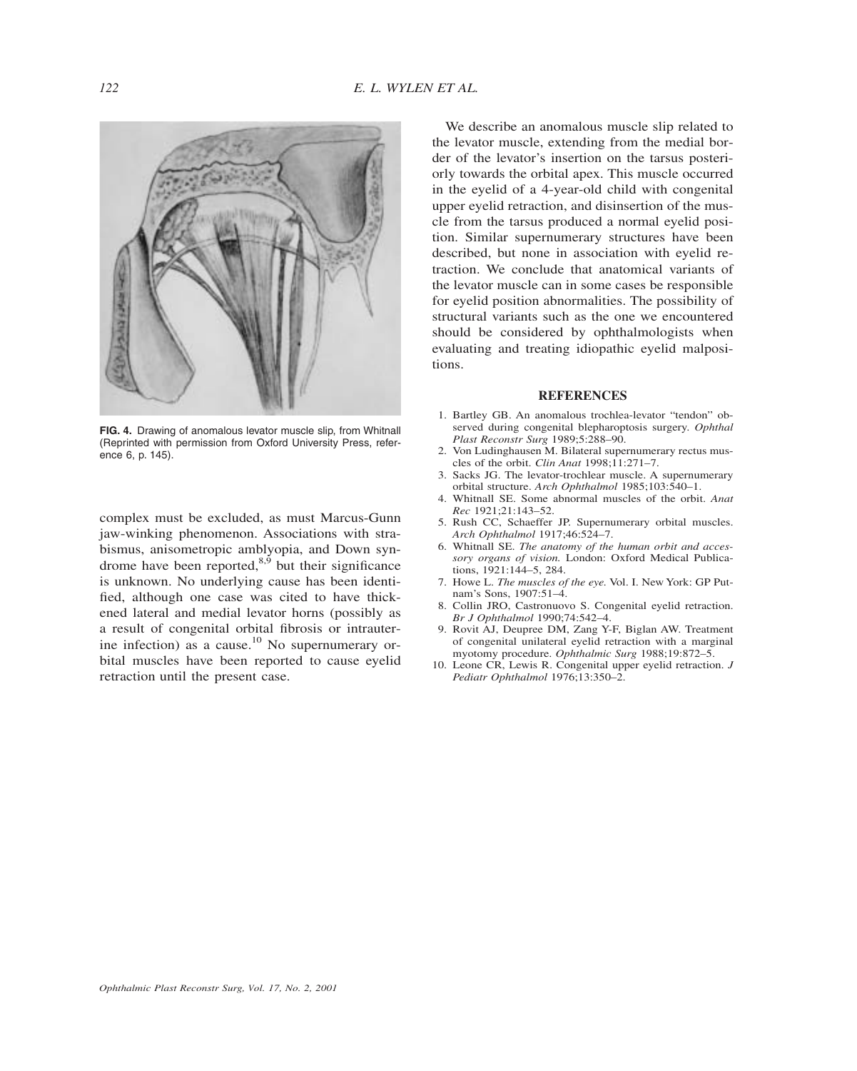FIG. 4. Drawing of anomalous levator muscle slip, from Whitnall (Reprinted with permission from Oxford University Press, reference 6, p. 145).

complex must be excluded, as must Marcus-Gunn jaw-winking phenomenon. Associations with strabismus, anisometropic amblyopia, and Down syndrome have been reported,[8,9] but their significance is unknown. No underlying cause has been identified, although one case was cited to have thickened lateral and medial levator horns (possibly as a result of congenital orbital fibrosis or intrauterine infection) as a cause.[10] No supernumerary orbital muscles have been reported to cause eyelid retraction until the present case.

We describe an anomalous muscle slip related to the levator muscle, extending from the medial border of the levator's insertion on the tarsus posteriorly towards the orbital apex. This muscle occurred in the eyelid of a 4-year-old child with congenital upper eyelid retraction, and disinsertion of the muscle from the tarsus produced a normal eyelid position. Similar supernumerary structures have been described, but none in association with eyelid retraction. We conclude that anatomical variants of the levator muscle can in some cases be responsible for eyelid position abnormalities. The possibility of structural variants such as the one we encountered should be considered by ophthalmologists when evaluating and treating idiopathic eyelid malpositions.

## REFERENCES

1. Bartley GB. An anomalous trochlea-levator "tendon" observed during congenital blepharoptosis surgery. *Ophthal Plast Reconstr Surg* 1989;5:288–90.
2. Von Ludinghausen M. Bilateral supernumerary rectus muscles of the orbit. *Clin Anat* 1998;11:271–7.
3. Sacks JG. The levator-trochlear muscle. A supernumerary orbital structure. *Arch Ophthalmol* 1985;103:540–1.
4. Whitnall SE. Some abnormal muscles of the orbit. *Anat Rec* 1921;21:143–52.
5. Rush CC, Schaeffer JP. Supernumerary orbital muscles. *Arch Ophthalmol* 1917;46:524–7.
6. Whitnall SE. *The anatomy of the human orbit and accessory organs of vision.* London: Oxford Medical Publications, 1921:144–5, 284.
7. Howe L. *The muscles of the eye.* Vol. I. New York: GP Putnam's Sons, 1907:51–4.
8. Collin JRO, Castronuovo S. Congenital eyelid retraction. *Br J Ophthalmol* 1990;74:542–4.
9. Rovit AJ, Deupree DM, Zang Y-F, Biglan AW. Treatment of congenital unilateral eyelid retraction with a marginal myotomy procedure. *Ophthalmic Surg* 1988;19:872–5.
10. Leone CR, Lewis R. Congenital upper eyelid retraction. *J Pediatr Ophthalmol* 1976;13:350–2.